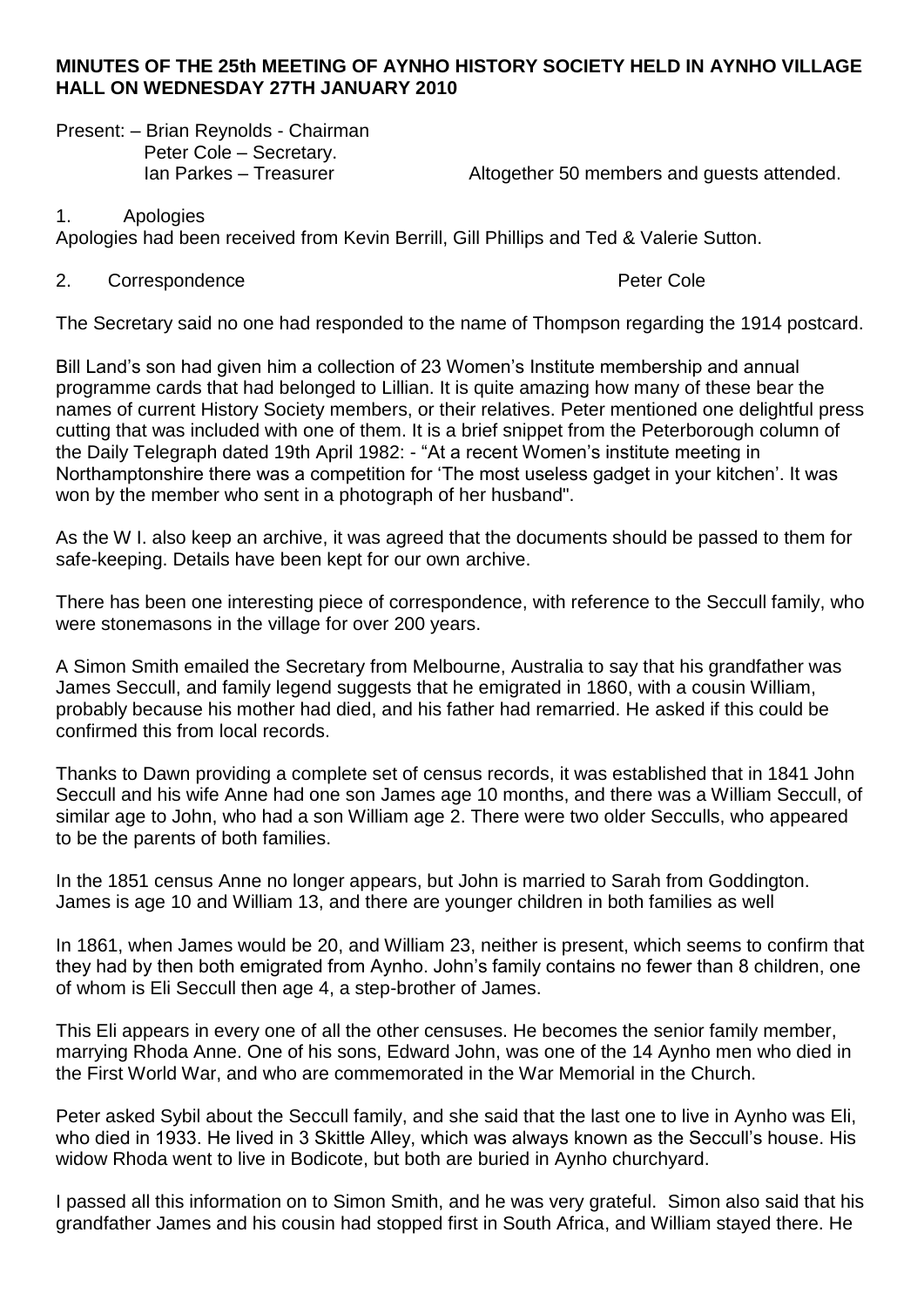**MINUTES OF THE 25th MEETING OF AYNHO HISTORY SOCIETY HELD IN AYNHO VILLAGE HALL ON WEDNESDAY 27TH JANUARY 2010**

Present: – Brian Reynolds - Chairman
Peter Cole – Secretary.
Ian Parkes – Treasurer    Altogether 50 members and guests attended.

1. Apologies

Apologies had been received from Kevin Berrill, Gill Phillips and Ted & Valerie Sutton.

2. Correspondence    Peter Cole

The Secretary said no one had responded to the name of Thompson regarding the 1914 postcard.

Bill Land's son had given him a collection of 23 Women's Institute membership and annual programme cards that had belonged to Lillian. It is quite amazing how many of these bear the names of current History Society members, or their relatives. Peter mentioned one delightful press cutting that was included with one of them. It is a brief snippet from the Peterborough column of the Daily Telegraph dated 19th April 1982: - "At a recent Women's institute meeting in Northamptonshire there was a competition for 'The most useless gadget in your kitchen'. It was won by the member who sent in a photograph of her husband".

As the W I. also keep an archive, it was agreed that the documents should be passed to them for safe-keeping. Details have been kept for our own archive.

There has been one interesting piece of correspondence, with reference to the Seccull family, who were stonemasons in the village for over 200 years.

A Simon Smith emailed the Secretary from Melbourne, Australia to say that his grandfather was James Seccull, and family legend suggests that he emigrated in 1860, with a cousin William, probably because his mother had died, and his father had remarried. He asked if this could be confirmed this from local records.

Thanks to Dawn providing a complete set of census records, it was established that in 1841 John Seccull and his wife Anne had one son James age 10 months, and there was a William Seccull, of similar age to John, who had a son William age 2. There were two older Secculls, who appeared to be the parents of both families.

In the 1851 census Anne no longer appears, but John is married to Sarah from Goddington. James is age 10 and William 13, and there are younger children in both families as well

In 1861, when James would be 20, and William 23, neither is present, which seems to confirm that they had by then both emigrated from Aynho. John's family contains no fewer than 8 children, one of whom is Eli Seccull then age 4, a step-brother of James.

This Eli appears in every one of all the other censuses. He becomes the senior family member, marrying Rhoda Anne. One of his sons, Edward John, was one of the 14 Aynho men who died in the First World War, and who are commemorated in the War Memorial in the Church.

Peter asked Sybil about the Seccull family, and she said that the last one to live in Aynho was Eli, who died in 1933. He lived in 3 Skittle Alley, which was always known as the Seccull's house. His widow Rhoda went to live in Bodicote, but both are buried in Aynho churchyard.

I passed all this information on to Simon Smith, and he was very grateful. Simon also said that his grandfather James and his cousin had stopped first in South Africa, and William stayed there. He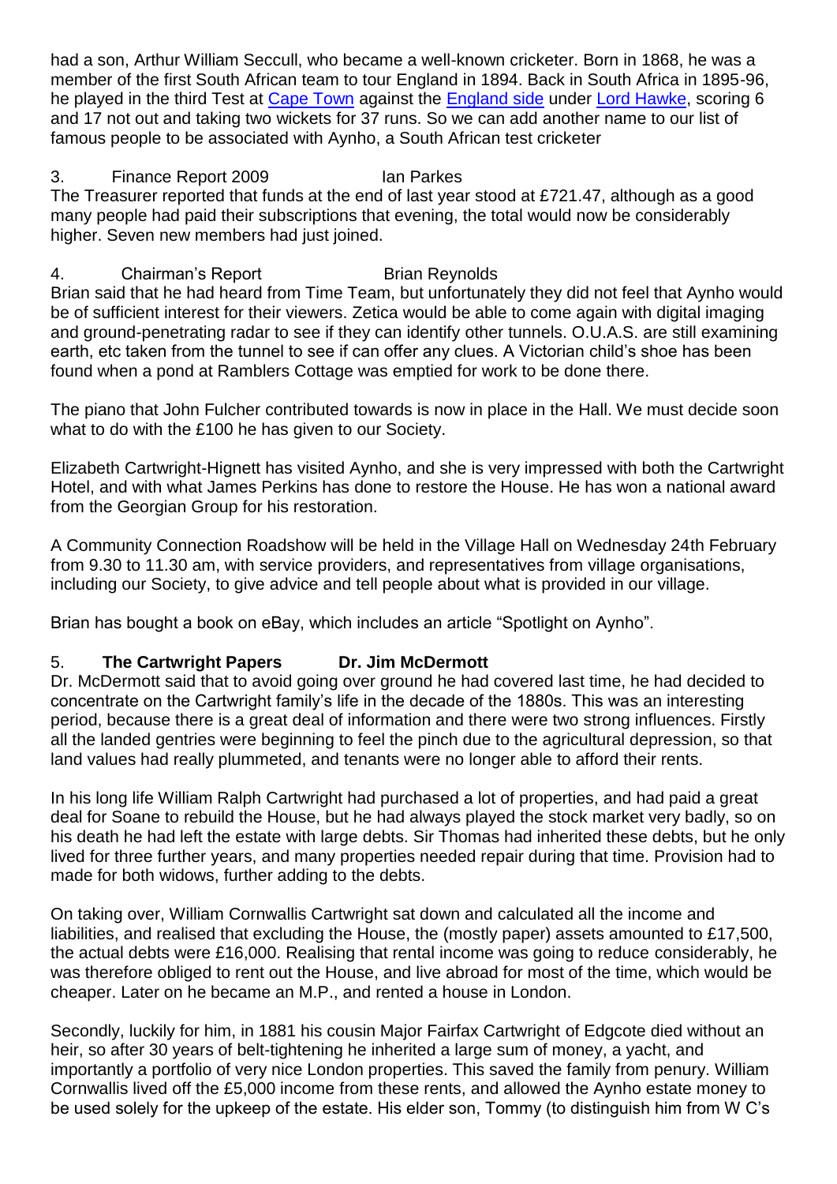had a son, Arthur William Seccull, who became a well-known cricketer. Born in 1868, he was a member of the first South African team to tour England in 1894. Back in South Africa in 1895-96, he played in the third Test at Cape Town against the England side under Lord Hawke, scoring 6 and 17 not out and taking two wickets for 37 runs. So we can add another name to our list of famous people to be associated with Aynho, a South African test cricketer

3. Finance Report 2009 Ian Parkes

The Treasurer reported that funds at the end of last year stood at £721.47, although as a good many people had paid their subscriptions that evening, the total would now be considerably higher. Seven new members had just joined.

4. Chairman's Report Brian Reynolds

Brian said that he had heard from Time Team, but unfortunately they did not feel that Aynho would be of sufficient interest for their viewers. Zetica would be able to come again with digital imaging and ground-penetrating radar to see if they can identify other tunnels. O.U.A.S. are still examining earth, etc taken from the tunnel to see if can offer any clues. A Victorian child's shoe has been found when a pond at Ramblers Cottage was emptied for work to be done there.

The piano that John Fulcher contributed towards is now in place in the Hall. We must decide soon what to do with the £100 he has given to our Society.

Elizabeth Cartwright-Hignett has visited Aynho, and she is very impressed with both the Cartwright Hotel, and with what James Perkins has done to restore the House. He has won a national award from the Georgian Group for his restoration.

A Community Connection Roadshow will be held in the Village Hall on Wednesday 24th February from 9.30 to 11.30 am, with service providers, and representatives from village organisations, including our Society, to give advice and tell people about what is provided in our village.

Brian has bought a book on eBay, which includes an article "Spotlight on Aynho".

5. **The Cartwright Papers Dr. Jim McDermott**

Dr. McDermott said that to avoid going over ground he had covered last time, he had decided to concentrate on the Cartwright family's life in the decade of the 1880s. This was an interesting period, because there is a great deal of information and there were two strong influences. Firstly all the landed gentries were beginning to feel the pinch due to the agricultural depression, so that land values had really plummeted, and tenants were no longer able to afford their rents.

In his long life William Ralph Cartwright had purchased a lot of properties, and had paid a great deal for Soane to rebuild the House, but he had always played the stock market very badly, so on his death he had left the estate with large debts. Sir Thomas had inherited these debts, but he only lived for three further years, and many properties needed repair during that time. Provision had to made for both widows, further adding to the debts.

On taking over, William Cornwallis Cartwright sat down and calculated all the income and liabilities, and realised that excluding the House, the (mostly paper) assets amounted to £17,500, the actual debts were £16,000. Realising that rental income was going to reduce considerably, he was therefore obliged to rent out the House, and live abroad for most of the time, which would be cheaper. Later on he became an M.P., and rented a house in London.

Secondly, luckily for him, in 1881 his cousin Major Fairfax Cartwright of Edgcote died without an heir, so after 30 years of belt-tightening he inherited a large sum of money, a yacht, and importantly a portfolio of very nice London properties. This saved the family from penury. William Cornwallis lived off the £5,000 income from these rents, and allowed the Aynho estate money to be used solely for the upkeep of the estate. His elder son, Tommy (to distinguish him from W C's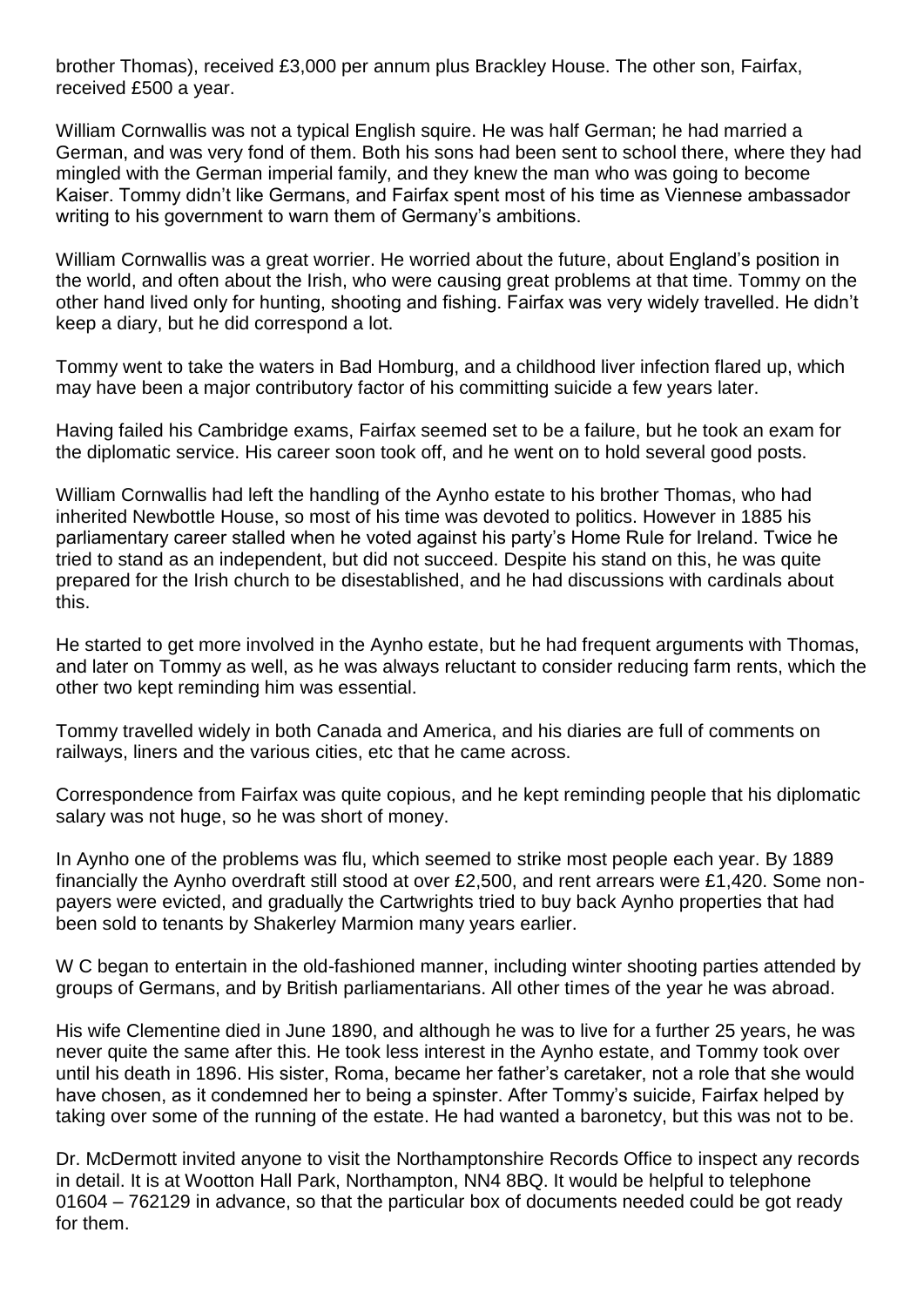brother Thomas), received £3,000 per annum plus Brackley House. The other son, Fairfax, received £500 a year.

William Cornwallis was not a typical English squire. He was half German; he had married a German, and was very fond of them. Both his sons had been sent to school there, where they had mingled with the German imperial family, and they knew the man who was going to become Kaiser. Tommy didn't like Germans, and Fairfax spent most of his time as Viennese ambassador writing to his government to warn them of Germany's ambitions.

William Cornwallis was a great worrier. He worried about the future, about England's position in the world, and often about the Irish, who were causing great problems at that time. Tommy on the other hand lived only for hunting, shooting and fishing. Fairfax was very widely travelled. He didn't keep a diary, but he did correspond a lot.

Tommy went to take the waters in Bad Homburg, and a childhood liver infection flared up, which may have been a major contributory factor of his committing suicide a few years later.

Having failed his Cambridge exams, Fairfax seemed set to be a failure, but he took an exam for the diplomatic service. His career soon took off, and he went on to hold several good posts.

William Cornwallis had left the handling of the Aynho estate to his brother Thomas, who had inherited Newbottle House, so most of his time was devoted to politics. However in 1885 his parliamentary career stalled when he voted against his party's Home Rule for Ireland. Twice he tried to stand as an independent, but did not succeed. Despite his stand on this, he was quite prepared for the Irish church to be disestablished, and he had discussions with cardinals about this.

He started to get more involved in the Aynho estate, but he had frequent arguments with Thomas, and later on Tommy as well, as he was always reluctant to consider reducing farm rents, which the other two kept reminding him was essential.

Tommy travelled widely in both Canada and America, and his diaries are full of comments on railways, liners and the various cities, etc that he came across.

Correspondence from Fairfax was quite copious, and he kept reminding people that his diplomatic salary was not huge, so he was short of money.

In Aynho one of the problems was flu, which seemed to strike most people each year. By 1889 financially the Aynho overdraft still stood at over £2,500, and rent arrears were £1,420. Some non-payers were evicted, and gradually the Cartwrights tried to buy back Aynho properties that had been sold to tenants by Shakerley Marmion many years earlier.

W C began to entertain in the old-fashioned manner, including winter shooting parties attended by groups of Germans, and by British parliamentarians. All other times of the year he was abroad.

His wife Clementine died in June 1890, and although he was to live for a further 25 years, he was never quite the same after this. He took less interest in the Aynho estate, and Tommy took over until his death in 1896. His sister, Roma, became her father's caretaker, not a role that she would have chosen, as it condemned her to being a spinster. After Tommy's suicide, Fairfax helped by taking over some of the running of the estate. He had wanted a baronetcy, but this was not to be.

Dr. McDermott invited anyone to visit the Northamptonshire Records Office to inspect any records in detail. It is at Wootton Hall Park, Northampton, NN4 8BQ. It would be helpful to telephone 01604 – 762129 in advance, so that the particular box of documents needed could be got ready for them.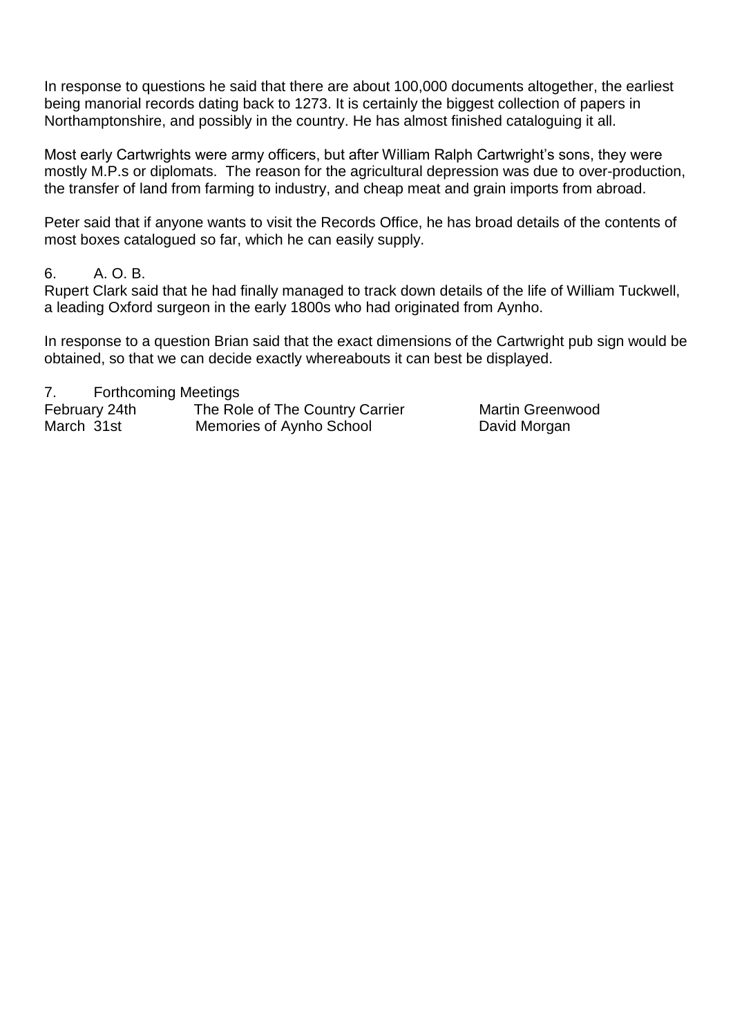In response to questions he said that there are about 100,000 documents altogether, the earliest being manorial records dating back to 1273. It is certainly the biggest collection of papers in Northamptonshire, and possibly in the country. He has almost finished cataloguing it all.

Most early Cartwrights were army officers, but after William Ralph Cartwright's sons, they were mostly M.P.s or diplomats. The reason for the agricultural depression was due to over-production, the transfer of land from farming to industry, and cheap meat and grain imports from abroad.

Peter said that if anyone wants to visit the Records Office, he has broad details of the contents of most boxes catalogued so far, which he can easily supply.

6. A. O. B.

Rupert Clark said that he had finally managed to track down details of the life of William Tuckwell, a leading Oxford surgeon in the early 1800s who had originated from Aynho.

In response to a question Brian said that the exact dimensions of the Cartwright pub sign would be obtained, so that we can decide exactly whereabouts it can best be displayed.

7. Forthcoming Meetings

| | | |
|---|---|---|
| February 24th | The Role of The Country Carrier | Martin Greenwood |
| March 31st | Memories of Aynho School | David Morgan |